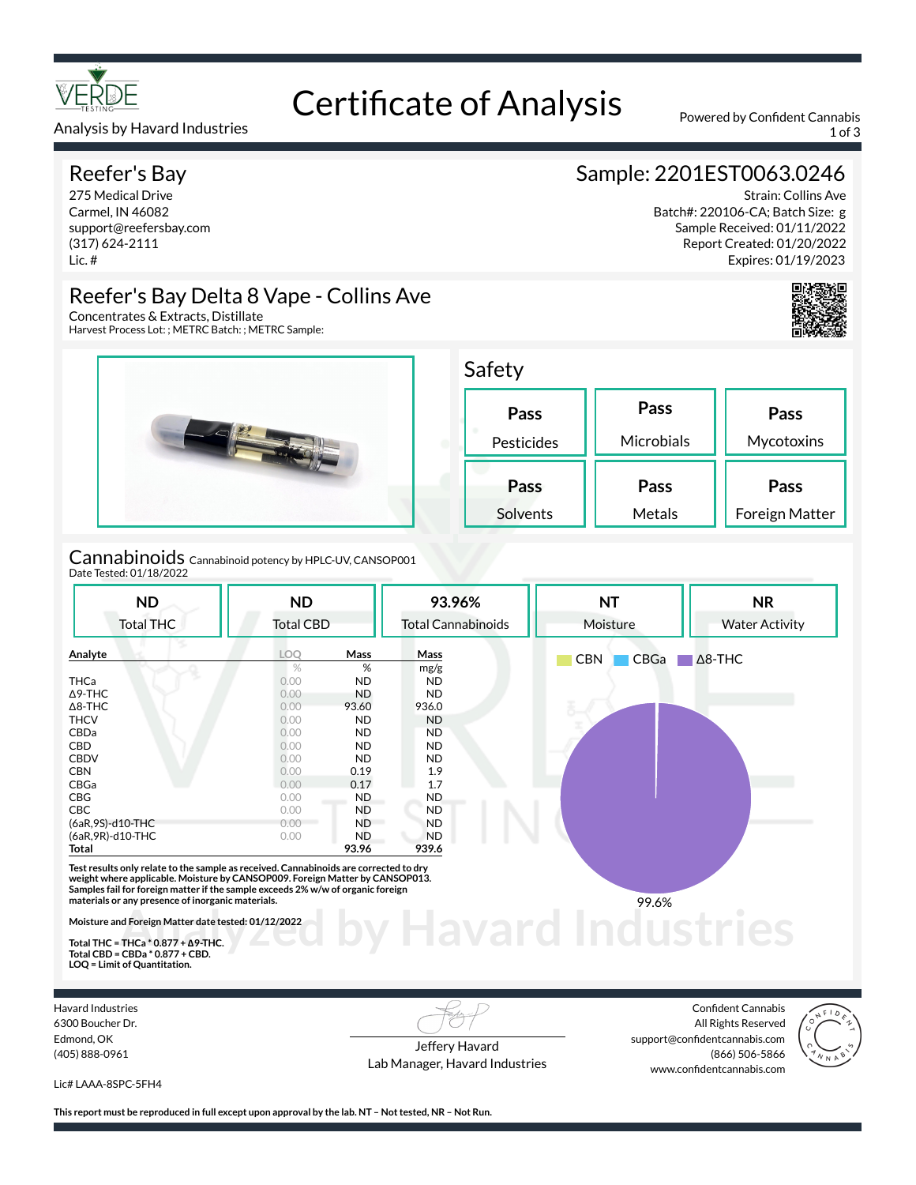# Certificate of Analysis

Analysis by Havard Industries

Powered by Confident Cannabis

## Reefer's Bay

275 Medical Drive
Carmel, IN 46082
support@reefersbay.com
(317) 624-2111
Lic. #

## Sample: 2201EST0063.0246

Strain: Collins Ave
Batch#: 220106-CA; Batch Size: g
Sample Received: 01/11/2022
Report Created: 01/20/2022
Expires: 01/19/2023

## Reefer's Bay Delta 8 Vape - Collins Ave

Concentrates & Extracts, Distillate
Harvest Process Lot: ; METRC Batch: ; METRC Sample:

## Safety

| Pesticides | Microbials | Mycotoxins |
|---|---|---|
| Pass | Pass | Pass |

| Solvents | Metals | Foreign Matter |
|---|---|---|
| Pass | Pass | Pass |

## Cannabinoids

Cannabinoid potency by HPLC-UV, CANSOP001
Date Tested: 01/18/2022

| Total THC | Total CBD | Total Cannabinoids | Moisture | Water Activity |
|---|---|---|---|---|
| ND | ND | 93.96% | NT | NR |

| Analyte | LOQ | Mass | Mass |
|---|---|---|---|
| | % | % | mg/g |
| THCa | 0.00 | ND | ND |
| Δ9-THC | 0.00 | ND | ND |
| Δ8-THC | 0.00 | 93.60 | 936.0 |
| THCV | 0.00 | ND | ND |
| CBDa | 0.00 | ND | ND |
| CBD | 0.00 | ND | ND |
| CBDV | 0.00 | ND | ND |
| CBN | 0.00 | 0.19 | 1.9 |
| CBGa | 0.00 | 0.17 | 1.7 |
| CBG | 0.00 | ND | ND |
| CBC | 0.00 | ND | ND |
| (6aR,9S)-d10-THC | 0.00 | ND | ND |
| (6aR,9R)-d10-THC | 0.00 | ND | ND |
| **Total** | | **93.96** | **939.6** |

CBN CBGa Δ8-THC

99.6%

**Test results only relate to the sample as received. Cannabinoids are corrected to dry weight where applicable. Moisture by CANSOP009. Foreign Matter by CANSOP013. Samples fail for foreign matter if the sample exceeds 2% w/w of organic foreign materials or any presence of inorganic materials.**

**Moisture and Foreign Matter date tested: 01/12/2022**

**Total THC = THCa * 0.877 + Δ9-THC.**
**Total CBD = CBDa * 0.877 + CBD.**
**LOQ = Limit of Quantitation.**

Havard Industries
6300 Boucher Dr.
Edmond, OK
(405) 888-0961

Lic# LAAA-8SPC-5FH4

Jeffery Havard
Lab Manager, Havard Industries

Confident Cannabis
All Rights Reserved
support@confidentcannabis.com
(866) 506-5866
www.confidentcannabis.com

**This report must be reproduced in full except upon approval by the lab. NT – Not tested, NR – Not Run.**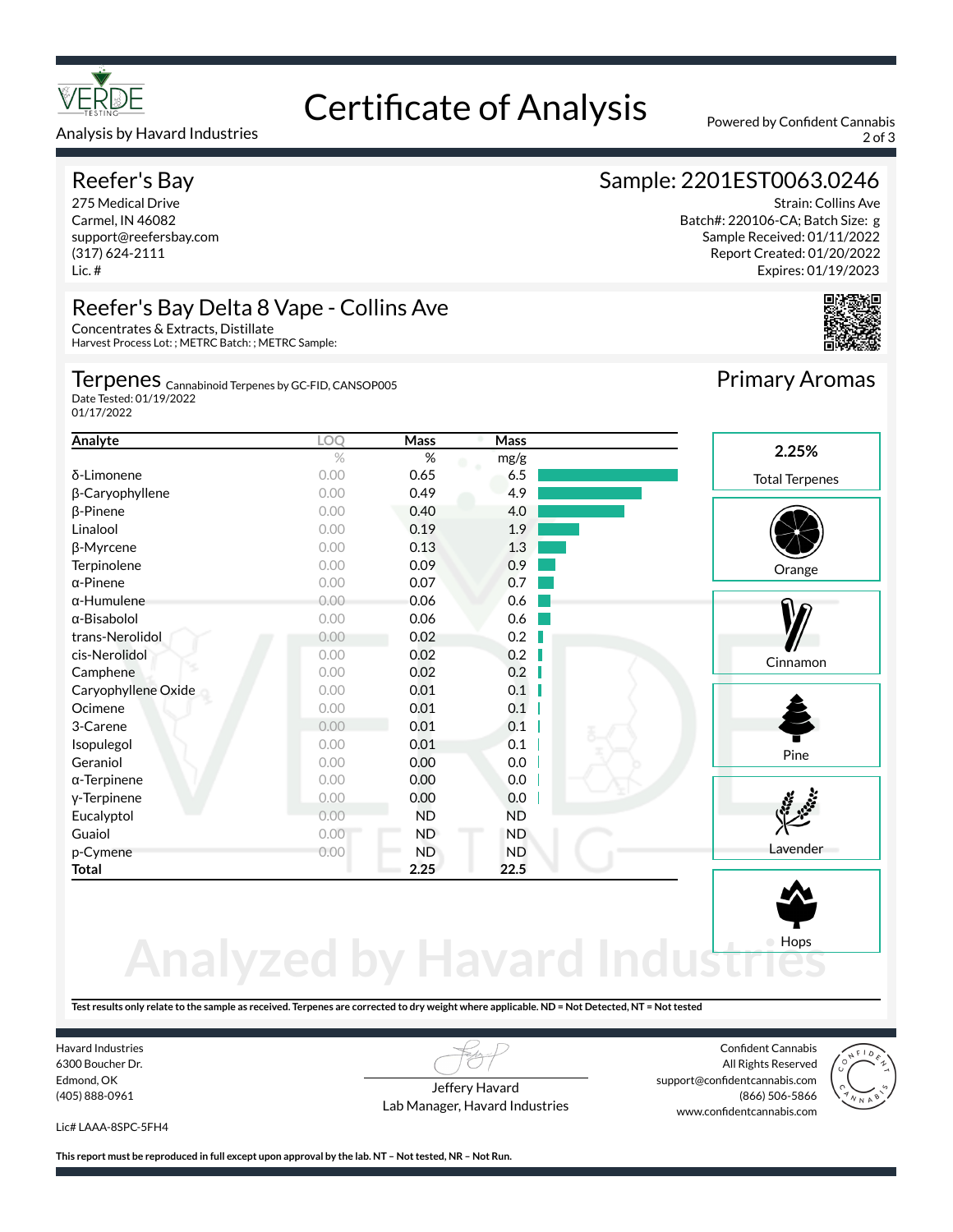# Certificate of Analysis

Analysis by Havard Industries

Powered by Confident Cannabis

## Reefer's Bay

275 Medical Drive
Carmel, IN 46082
support@reefersbay.com
(317) 624-2111
Lic. #

## Sample: 2201EST0063.0246

Strain: Collins Ave
Batch#: 220106-CA; Batch Size: g
Sample Received: 01/11/2022
Report Created: 01/20/2022
Expires: 01/19/2023

## Reefer's Bay Delta 8 Vape - Collins Ave

Concentrates & Extracts, Distillate
Harvest Process Lot: ; METRC Batch: ; METRC Sample:

## Terpenes

Cannabinoid Terpenes by GC-FID, CANSOP005
Date Tested: 01/19/2022
01/17/2022

| Analyte | LOQ | Mass | Mass |
|---|---|---|---|
| | % | % | mg/g |
| δ-Limonene | 0.00 | 0.65 | 6.5 |
| β-Caryophyllene | 0.00 | 0.49 | 4.9 |
| β-Pinene | 0.00 | 0.40 | 4.0 |
| Linalool | 0.00 | 0.19 | 1.9 |
| β-Myrcene | 0.00 | 0.13 | 1.3 |
| Terpinolene | 0.00 | 0.09 | 0.9 |
| α-Pinene | 0.00 | 0.07 | 0.7 |
| α-Humulene | 0.00 | 0.06 | 0.6 |
| α-Bisabolol | 0.00 | 0.06 | 0.6 |
| trans-Nerolidol | 0.00 | 0.02 | 0.2 |
| cis-Nerolidol | 0.00 | 0.02 | 0.2 |
| Camphene | 0.00 | 0.02 | 0.2 |
| Caryophyllene Oxide | 0.00 | 0.01 | 0.1 |
| Ocimene | 0.00 | 0.01 | 0.1 |
| 3-Carene | 0.00 | 0.01 | 0.1 |
| Isopulegol | 0.00 | 0.01 | 0.1 |
| Geraniol | 0.00 | 0.00 | 0.0 |
| α-Terpinene | 0.00 | 0.00 | 0.0 |
| γ-Terpinene | 0.00 | 0.00 | 0.0 |
| Eucalyptol | 0.00 | ND | ND |
| Guaiol | 0.00 | ND | ND |
| p-Cymene | 0.00 | ND | ND |
| **Total** | | **2.25** | **22.5** |

## Primary Aromas

**2.25%**
Total Terpenes

Orange
Cinnamon
Pine
Lavender
Hops

**Test results only relate to the sample as received. Terpenes are corrected to dry weight where applicable. ND = Not Detected, NT = Not tested**

Havard Industries
6300 Boucher Dr.
Edmond, OK
(405) 888-0961

Lic# LAAA-8SPC-5FH4

Jeffery Havard
Lab Manager, Havard Industries

Confident Cannabis
All Rights Reserved
support@confidentcannabis.com
(866) 506-5866
www.confidentcannabis.com

**This report must be reproduced in full except upon approval by the lab. NT – Not tested, NR – Not Run.**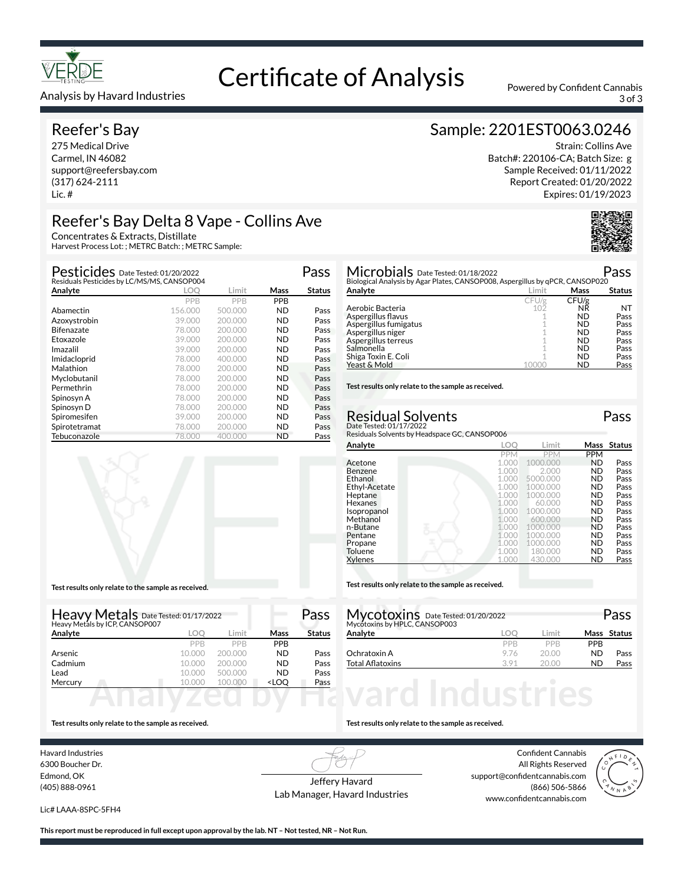# Certificate of Analysis

Analysis by Havard Industries

Powered by Confident Cannabis

## Reefer's Bay

275 Medical Drive
Carmel, IN 46082
support@reefersbay.com
(317) 624-2111
Lic. #

## Sample: 2201EST0063.0246

Strain: Collins Ave
Batch#: 220106-CA; Batch Size: g
Sample Received: 01/11/2022
Report Created: 01/20/2022
Expires: 01/19/2023

## Reefer's Bay Delta 8 Vape - Collins Ave

Concentrates & Extracts, Distillate
Harvest Process Lot: ; METRC Batch: ; METRC Sample:

### Pesticides — Pass

Date Tested: 01/20/2022
Residuals Pesticides by LC/MS/MS, CANSOP004

| Analyte | LOQ | Limit | Mass | Status |
|---|---|---|---|---|
| | PPB | PPB | PPB | |
| Abamectin | 156.000 | 500.000 | ND | Pass |
| Azoxystrobin | 39.000 | 200.000 | ND | Pass |
| Bifenazate | 78.000 | 200.000 | ND | Pass |
| Etoxazole | 39.000 | 200.000 | ND | Pass |
| Imazalil | 39.000 | 200.000 | ND | Pass |
| Imidacloprid | 78.000 | 400.000 | ND | Pass |
| Malathion | 78.000 | 200.000 | ND | Pass |
| Myclobutanil | 78.000 | 200.000 | ND | Pass |
| Permethrin | 78.000 | 200.000 | ND | Pass |
| Spinosyn A | 78.000 | 200.000 | ND | Pass |
| Spinosyn D | 78.000 | 200.000 | ND | Pass |
| Spiromesifen | 39.000 | 200.000 | ND | Pass |
| Spirotetramat | 78.000 | 200.000 | ND | Pass |
| Tebuconazole | 78.000 | 400.000 | ND | Pass |

**Test results only relate to the sample as received.**

### Microbials — Pass

Date Tested: 01/18/2022
Biological Analysis by Agar Plates, CANSOP008, Aspergillus by qPCR, CANSOP020

| Analyte | Limit | Mass | Status |
|---|---|---|---|
| | CFU/g | CFU/g | |
| Aerobic Bacteria | 102 | NR | NT |
| Aspergillus flavus | 1 | ND | Pass |
| Aspergillus fumigatus | 1 | ND | Pass |
| Aspergillus niger | 1 | ND | Pass |
| Aspergillus terreus | 1 | ND | Pass |
| Salmonella | 1 | ND | Pass |
| Shiga Toxin E. Coli | 1 | ND | Pass |
| Yeast & Mold | 10000 | ND | Pass |

**Test results only relate to the sample as received.**

### Residual Solvents — Pass

Date Tested: 01/17/2022
Residuals Solvents by Headspace GC, CANSOP006

| Analyte | LOQ | Limit | Mass | Status |
|---|---|---|---|---|
| | PPM | PPM | PPM | |
| Acetone | 1.000 | 1000.000 | ND | Pass |
| Benzene | 1.000 | 2.000 | ND | Pass |
| Ethanol | 1.000 | 5000.000 | ND | Pass |
| Ethyl-Acetate | 1.000 | 1000.000 | ND | Pass |
| Heptane | 1.000 | 1000.000 | ND | Pass |
| Hexanes | 1.000 | 60.000 | ND | Pass |
| Isopropanol | 1.000 | 1000.000 | ND | Pass |
| Methanol | 1.000 | 600.000 | ND | Pass |
| n-Butane | 1.000 | 1000.000 | ND | Pass |
| Pentane | 1.000 | 1000.000 | ND | Pass |
| Propane | 1.000 | 1000.000 | ND | Pass |
| Toluene | 1.000 | 180.000 | ND | Pass |
| Xylenes | 1.000 | 430.000 | ND | Pass |

**Test results only relate to the sample as received.**

### Heavy Metals — Pass

Date Tested: 01/17/2022
Heavy Metals by ICP, CANSOP007

| Analyte | LOQ | Limit | Mass | Status |
|---|---|---|---|---|
| | PPB | PPB | PPB | |
| Arsenic | 10.000 | 200.000 | ND | Pass |
| Cadmium | 10.000 | 200.000 | ND | Pass |
| Lead | 10.000 | 500.000 | ND | Pass |
| Mercury | 10.000 | 100.000 | <LOQ | Pass |

**Test results only relate to the sample as received.**

### Mycotoxins — Pass

Date Tested: 01/20/2022
Mycotoxins by HPLC, CANSOP003

| Analyte | LOQ | Limit | Mass | Status |
|---|---|---|---|---|
| | PPB | PPB | PPB | |
| Ochratoxin A | 9.76 | 20.00 | ND | Pass |
| Total Aflatoxins | 3.91 | 20.00 | ND | Pass |

**Test results only relate to the sample as received.**

Havard Industries
6300 Boucher Dr.
Edmond, OK
(405) 888-0961

Lic# LAAA-8SPC-5FH4

Jeffery Havard
Lab Manager, Havard Industries

Confident Cannabis
All Rights Reserved
support@confidentcannabis.com
(866) 506-5866
www.confidentcannabis.com

**This report must be reproduced in full except upon approval by the lab. NT – Not tested, NR – Not Run.**